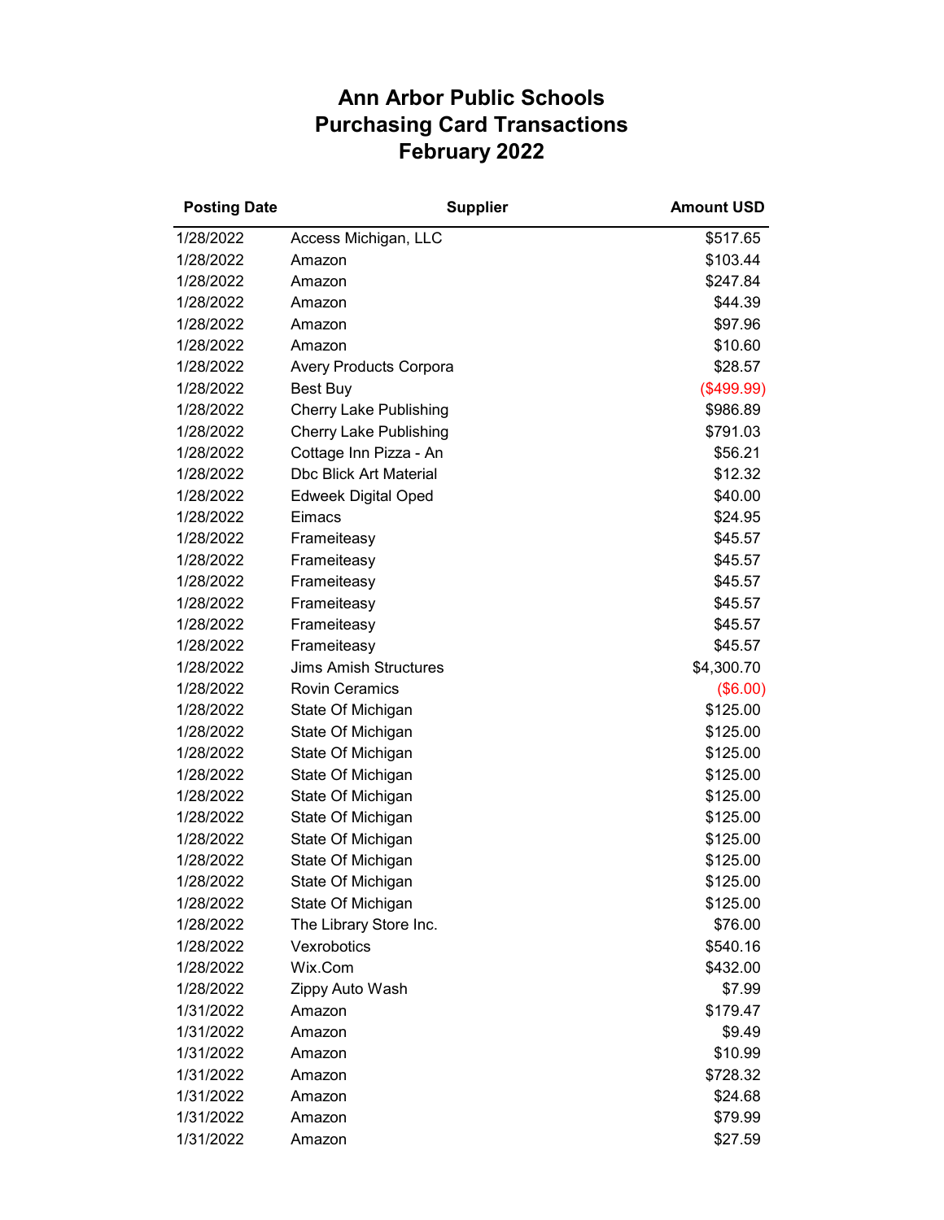# Ann Arbor Public Schools
# Purchasing Card Transactions
# February 2022

| Posting Date | Supplier | Amount USD |
|---|---|---|
| 1/28/2022 | Access Michigan, LLC | $517.65 |
| 1/28/2022 | Amazon | $103.44 |
| 1/28/2022 | Amazon | $247.84 |
| 1/28/2022 | Amazon | $44.39 |
| 1/28/2022 | Amazon | $97.96 |
| 1/28/2022 | Amazon | $10.60 |
| 1/28/2022 | Avery Products Corpora | $28.57 |
| 1/28/2022 | Best Buy | ($499.99) |
| 1/28/2022 | Cherry Lake Publishing | $986.89 |
| 1/28/2022 | Cherry Lake Publishing | $791.03 |
| 1/28/2022 | Cottage Inn Pizza - An | $56.21 |
| 1/28/2022 | Dbc Blick Art Material | $12.32 |
| 1/28/2022 | Edweek Digital Oped | $40.00 |
| 1/28/2022 | Eimacs | $24.95 |
| 1/28/2022 | Frameiteasy | $45.57 |
| 1/28/2022 | Frameiteasy | $45.57 |
| 1/28/2022 | Frameiteasy | $45.57 |
| 1/28/2022 | Frameiteasy | $45.57 |
| 1/28/2022 | Frameiteasy | $45.57 |
| 1/28/2022 | Frameiteasy | $45.57 |
| 1/28/2022 | Jims Amish Structures | $4,300.70 |
| 1/28/2022 | Rovin Ceramics | ($6.00) |
| 1/28/2022 | State Of Michigan | $125.00 |
| 1/28/2022 | State Of Michigan | $125.00 |
| 1/28/2022 | State Of Michigan | $125.00 |
| 1/28/2022 | State Of Michigan | $125.00 |
| 1/28/2022 | State Of Michigan | $125.00 |
| 1/28/2022 | State Of Michigan | $125.00 |
| 1/28/2022 | State Of Michigan | $125.00 |
| 1/28/2022 | State Of Michigan | $125.00 |
| 1/28/2022 | State Of Michigan | $125.00 |
| 1/28/2022 | State Of Michigan | $125.00 |
| 1/28/2022 | The Library Store Inc. | $76.00 |
| 1/28/2022 | Vexrobotics | $540.16 |
| 1/28/2022 | Wix.Com | $432.00 |
| 1/28/2022 | Zippy Auto Wash | $7.99 |
| 1/31/2022 | Amazon | $179.47 |
| 1/31/2022 | Amazon | $9.49 |
| 1/31/2022 | Amazon | $10.99 |
| 1/31/2022 | Amazon | $728.32 |
| 1/31/2022 | Amazon | $24.68 |
| 1/31/2022 | Amazon | $79.99 |
| 1/31/2022 | Amazon | $27.59 |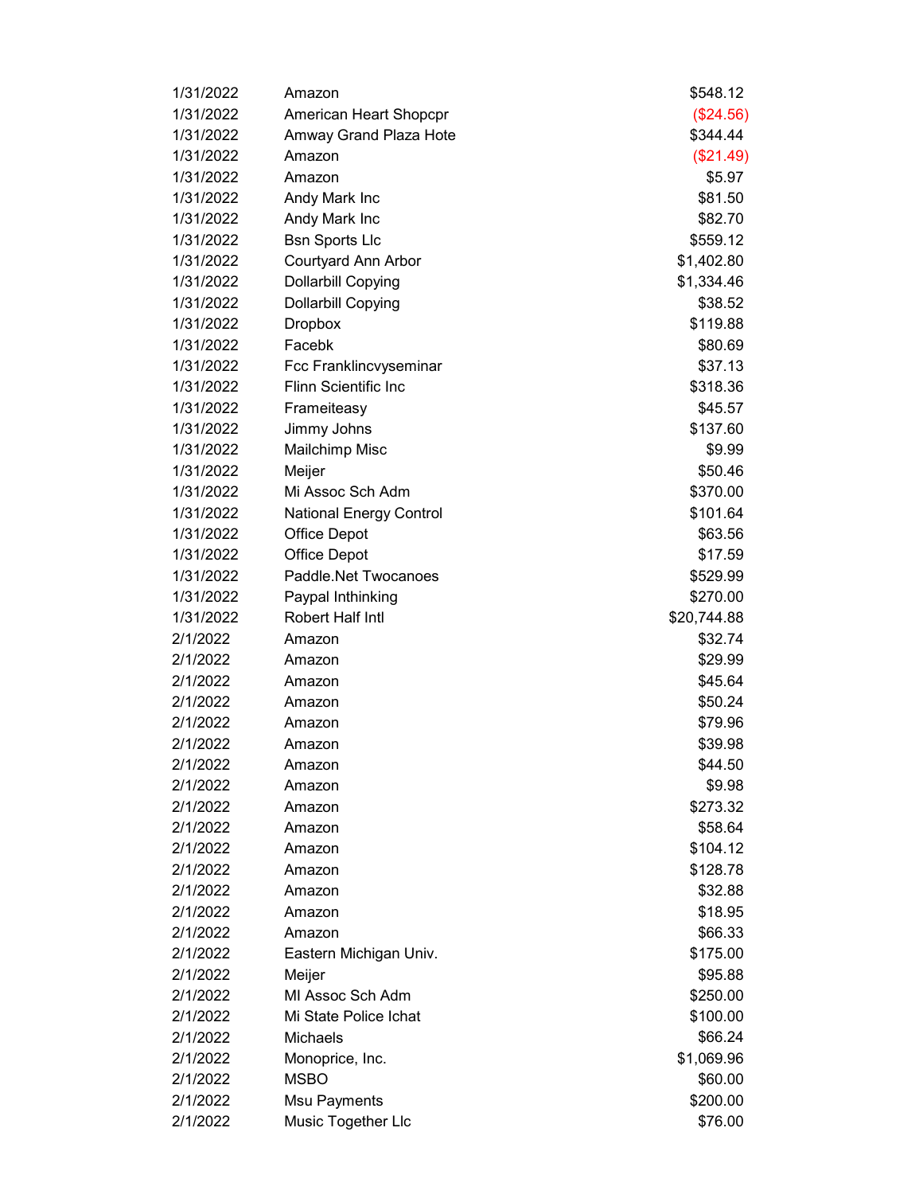| | | |
|---|---|---|
| 1/31/2022 | Amazon | $548.12 |
| 1/31/2022 | American Heart Shopcpr | ($24.56) |
| 1/31/2022 | Amway Grand Plaza Hote | $344.44 |
| 1/31/2022 | Amazon | ($21.49) |
| 1/31/2022 | Amazon | $5.97 |
| 1/31/2022 | Andy Mark Inc | $81.50 |
| 1/31/2022 | Andy Mark Inc | $82.70 |
| 1/31/2022 | Bsn Sports Llc | $559.12 |
| 1/31/2022 | Courtyard Ann Arbor | $1,402.80 |
| 1/31/2022 | Dollarbill Copying | $1,334.46 |
| 1/31/2022 | Dollarbill Copying | $38.52 |
| 1/31/2022 | Dropbox | $119.88 |
| 1/31/2022 | Facebk | $80.69 |
| 1/31/2022 | Fcc Franklincvyseminar | $37.13 |
| 1/31/2022 | Flinn Scientific Inc | $318.36 |
| 1/31/2022 | Frameiteasy | $45.57 |
| 1/31/2022 | Jimmy Johns | $137.60 |
| 1/31/2022 | Mailchimp Misc | $9.99 |
| 1/31/2022 | Meijer | $50.46 |
| 1/31/2022 | Mi Assoc Sch Adm | $370.00 |
| 1/31/2022 | National Energy Control | $101.64 |
| 1/31/2022 | Office Depot | $63.56 |
| 1/31/2022 | Office Depot | $17.59 |
| 1/31/2022 | Paddle.Net Twocanoes | $529.99 |
| 1/31/2022 | Paypal Inthinking | $270.00 |
| 1/31/2022 | Robert Half Intl | $20,744.88 |
| 2/1/2022 | Amazon | $32.74 |
| 2/1/2022 | Amazon | $29.99 |
| 2/1/2022 | Amazon | $45.64 |
| 2/1/2022 | Amazon | $50.24 |
| 2/1/2022 | Amazon | $79.96 |
| 2/1/2022 | Amazon | $39.98 |
| 2/1/2022 | Amazon | $44.50 |
| 2/1/2022 | Amazon | $9.98 |
| 2/1/2022 | Amazon | $273.32 |
| 2/1/2022 | Amazon | $58.64 |
| 2/1/2022 | Amazon | $104.12 |
| 2/1/2022 | Amazon | $128.78 |
| 2/1/2022 | Amazon | $32.88 |
| 2/1/2022 | Amazon | $18.95 |
| 2/1/2022 | Amazon | $66.33 |
| 2/1/2022 | Eastern Michigan Univ. | $175.00 |
| 2/1/2022 | Meijer | $95.88 |
| 2/1/2022 | MI Assoc Sch Adm | $250.00 |
| 2/1/2022 | Mi State Police Ichat | $100.00 |
| 2/1/2022 | Michaels | $66.24 |
| 2/1/2022 | Monoprice, Inc. | $1,069.96 |
| 2/1/2022 | MSBO | $60.00 |
| 2/1/2022 | Msu Payments | $200.00 |
| 2/1/2022 | Music Together Llc | $76.00 |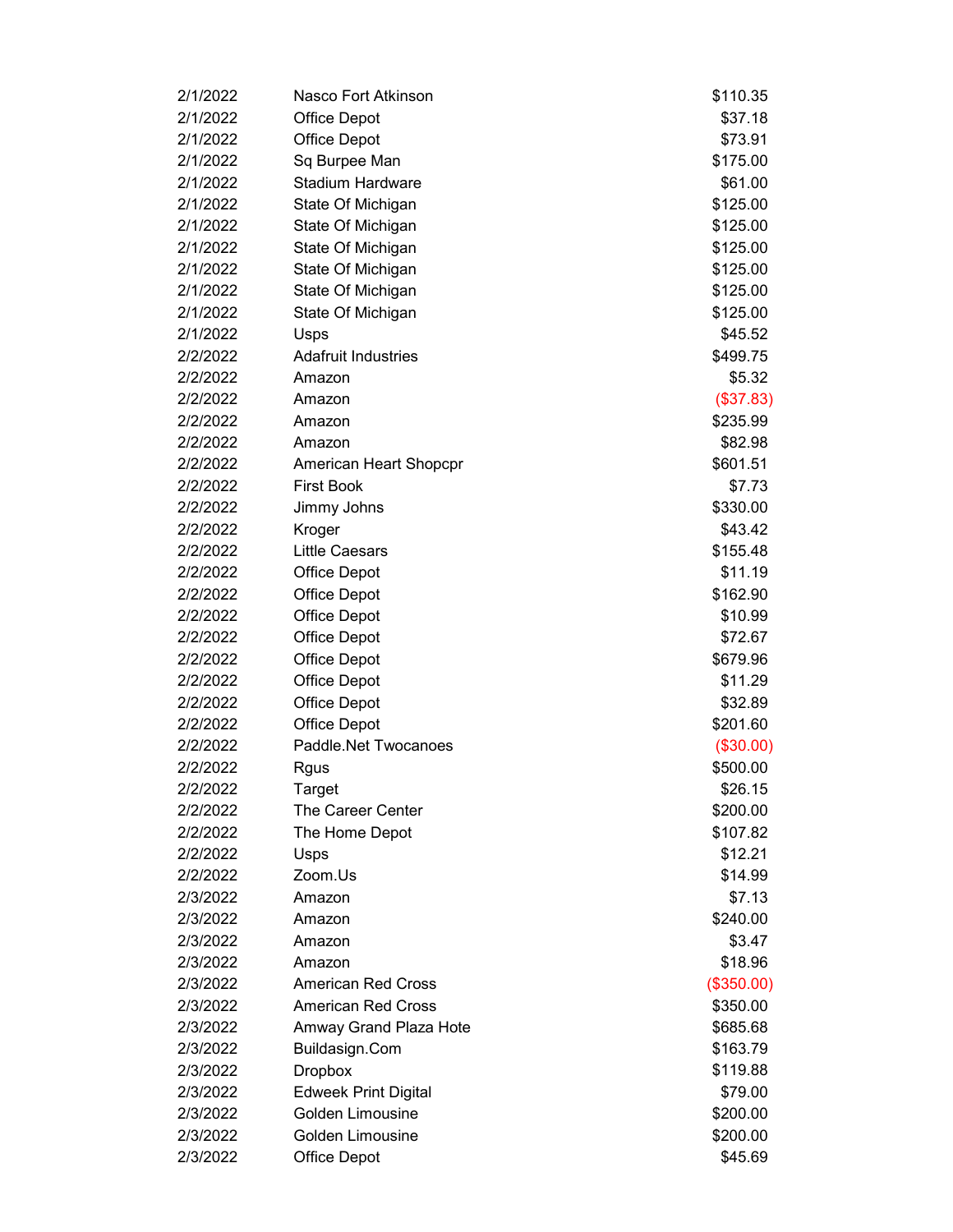| | | |
|---|---|---|
| 2/1/2022 | Nasco Fort Atkinson | $110.35 |
| 2/1/2022 | Office Depot | $37.18 |
| 2/1/2022 | Office Depot | $73.91 |
| 2/1/2022 | Sq Burpee Man | $175.00 |
| 2/1/2022 | Stadium Hardware | $61.00 |
| 2/1/2022 | State Of Michigan | $125.00 |
| 2/1/2022 | State Of Michigan | $125.00 |
| 2/1/2022 | State Of Michigan | $125.00 |
| 2/1/2022 | State Of Michigan | $125.00 |
| 2/1/2022 | State Of Michigan | $125.00 |
| 2/1/2022 | State Of Michigan | $125.00 |
| 2/1/2022 | Usps | $45.52 |
| 2/2/2022 | Adafruit Industries | $499.75 |
| 2/2/2022 | Amazon | $5.32 |
| 2/2/2022 | Amazon | ($37.83) |
| 2/2/2022 | Amazon | $235.99 |
| 2/2/2022 | Amazon | $82.98 |
| 2/2/2022 | American Heart Shopcpr | $601.51 |
| 2/2/2022 | First Book | $7.73 |
| 2/2/2022 | Jimmy Johns | $330.00 |
| 2/2/2022 | Kroger | $43.42 |
| 2/2/2022 | Little Caesars | $155.48 |
| 2/2/2022 | Office Depot | $11.19 |
| 2/2/2022 | Office Depot | $162.90 |
| 2/2/2022 | Office Depot | $10.99 |
| 2/2/2022 | Office Depot | $72.67 |
| 2/2/2022 | Office Depot | $679.96 |
| 2/2/2022 | Office Depot | $11.29 |
| 2/2/2022 | Office Depot | $32.89 |
| 2/2/2022 | Office Depot | $201.60 |
| 2/2/2022 | Paddle.Net Twocanoes | ($30.00) |
| 2/2/2022 | Rgus | $500.00 |
| 2/2/2022 | Target | $26.15 |
| 2/2/2022 | The Career Center | $200.00 |
| 2/2/2022 | The Home Depot | $107.82 |
| 2/2/2022 | Usps | $12.21 |
| 2/2/2022 | Zoom.Us | $14.99 |
| 2/3/2022 | Amazon | $7.13 |
| 2/3/2022 | Amazon | $240.00 |
| 2/3/2022 | Amazon | $3.47 |
| 2/3/2022 | Amazon | $18.96 |
| 2/3/2022 | American Red Cross | ($350.00) |
| 2/3/2022 | American Red Cross | $350.00 |
| 2/3/2022 | Amway Grand Plaza Hote | $685.68 |
| 2/3/2022 | Buildasign.Com | $163.79 |
| 2/3/2022 | Dropbox | $119.88 |
| 2/3/2022 | Edweek Print Digital | $79.00 |
| 2/3/2022 | Golden Limousine | $200.00 |
| 2/3/2022 | Golden Limousine | $200.00 |
| 2/3/2022 | Office Depot | $45.69 |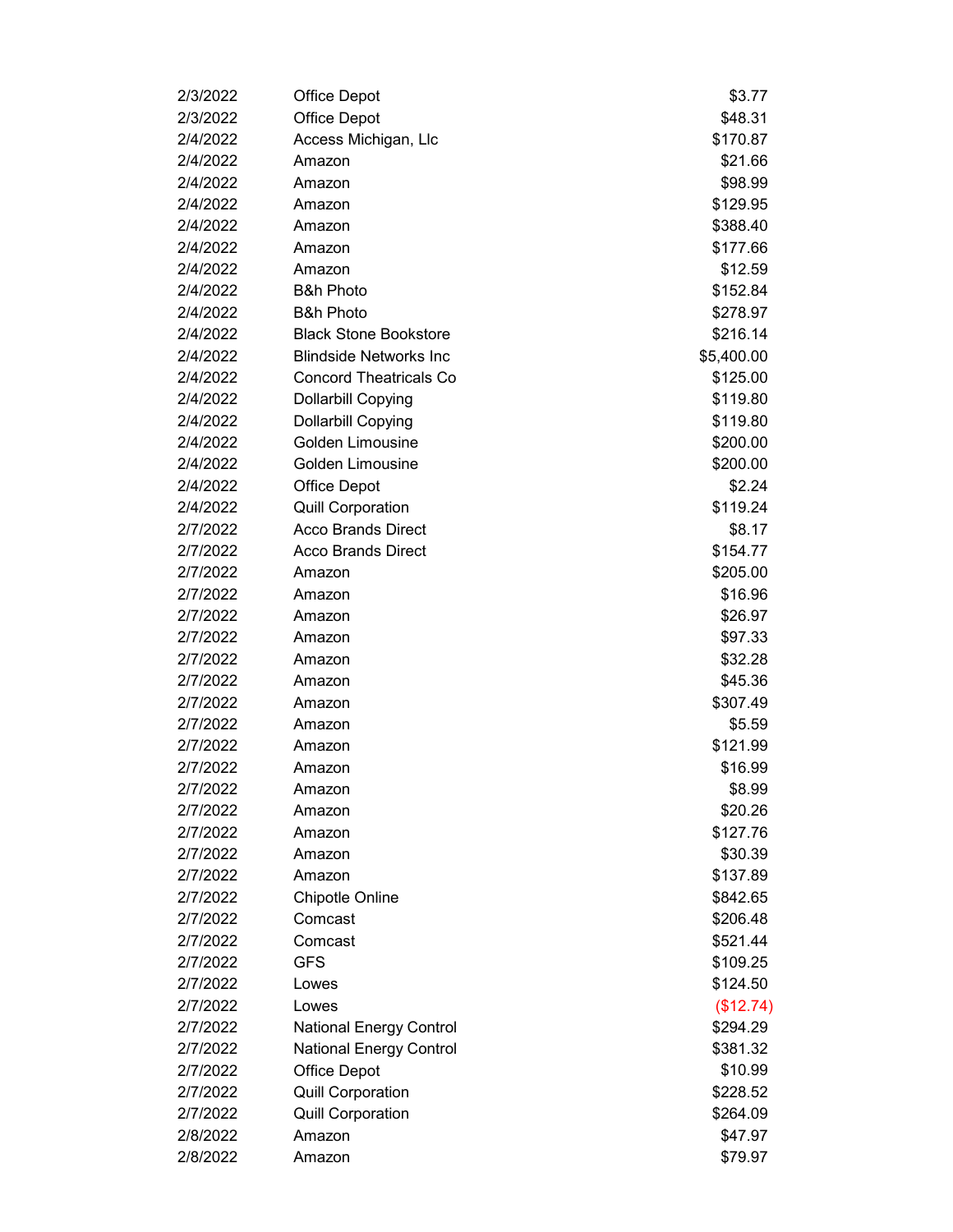| | | |
|---|---|---|
| 2/3/2022 | Office Depot | $3.77 |
| 2/3/2022 | Office Depot | $48.31 |
| 2/4/2022 | Access Michigan, Llc | $170.87 |
| 2/4/2022 | Amazon | $21.66 |
| 2/4/2022 | Amazon | $98.99 |
| 2/4/2022 | Amazon | $129.95 |
| 2/4/2022 | Amazon | $388.40 |
| 2/4/2022 | Amazon | $177.66 |
| 2/4/2022 | Amazon | $12.59 |
| 2/4/2022 | B&h Photo | $152.84 |
| 2/4/2022 | B&h Photo | $278.97 |
| 2/4/2022 | Black Stone Bookstore | $216.14 |
| 2/4/2022 | Blindside Networks Inc | $5,400.00 |
| 2/4/2022 | Concord Theatricals Co | $125.00 |
| 2/4/2022 | Dollarbill Copying | $119.80 |
| 2/4/2022 | Dollarbill Copying | $119.80 |
| 2/4/2022 | Golden Limousine | $200.00 |
| 2/4/2022 | Golden Limousine | $200.00 |
| 2/4/2022 | Office Depot | $2.24 |
| 2/4/2022 | Quill Corporation | $119.24 |
| 2/7/2022 | Acco Brands Direct | $8.17 |
| 2/7/2022 | Acco Brands Direct | $154.77 |
| 2/7/2022 | Amazon | $205.00 |
| 2/7/2022 | Amazon | $16.96 |
| 2/7/2022 | Amazon | $26.97 |
| 2/7/2022 | Amazon | $97.33 |
| 2/7/2022 | Amazon | $32.28 |
| 2/7/2022 | Amazon | $45.36 |
| 2/7/2022 | Amazon | $307.49 |
| 2/7/2022 | Amazon | $5.59 |
| 2/7/2022 | Amazon | $121.99 |
| 2/7/2022 | Amazon | $16.99 |
| 2/7/2022 | Amazon | $8.99 |
| 2/7/2022 | Amazon | $20.26 |
| 2/7/2022 | Amazon | $127.76 |
| 2/7/2022 | Amazon | $30.39 |
| 2/7/2022 | Amazon | $137.89 |
| 2/7/2022 | Chipotle Online | $842.65 |
| 2/7/2022 | Comcast | $206.48 |
| 2/7/2022 | Comcast | $521.44 |
| 2/7/2022 | GFS | $109.25 |
| 2/7/2022 | Lowes | $124.50 |
| 2/7/2022 | Lowes | ($12.74) |
| 2/7/2022 | National Energy Control | $294.29 |
| 2/7/2022 | National Energy Control | $381.32 |
| 2/7/2022 | Office Depot | $10.99 |
| 2/7/2022 | Quill Corporation | $228.52 |
| 2/7/2022 | Quill Corporation | $264.09 |
| 2/8/2022 | Amazon | $47.97 |
| 2/8/2022 | Amazon | $79.97 |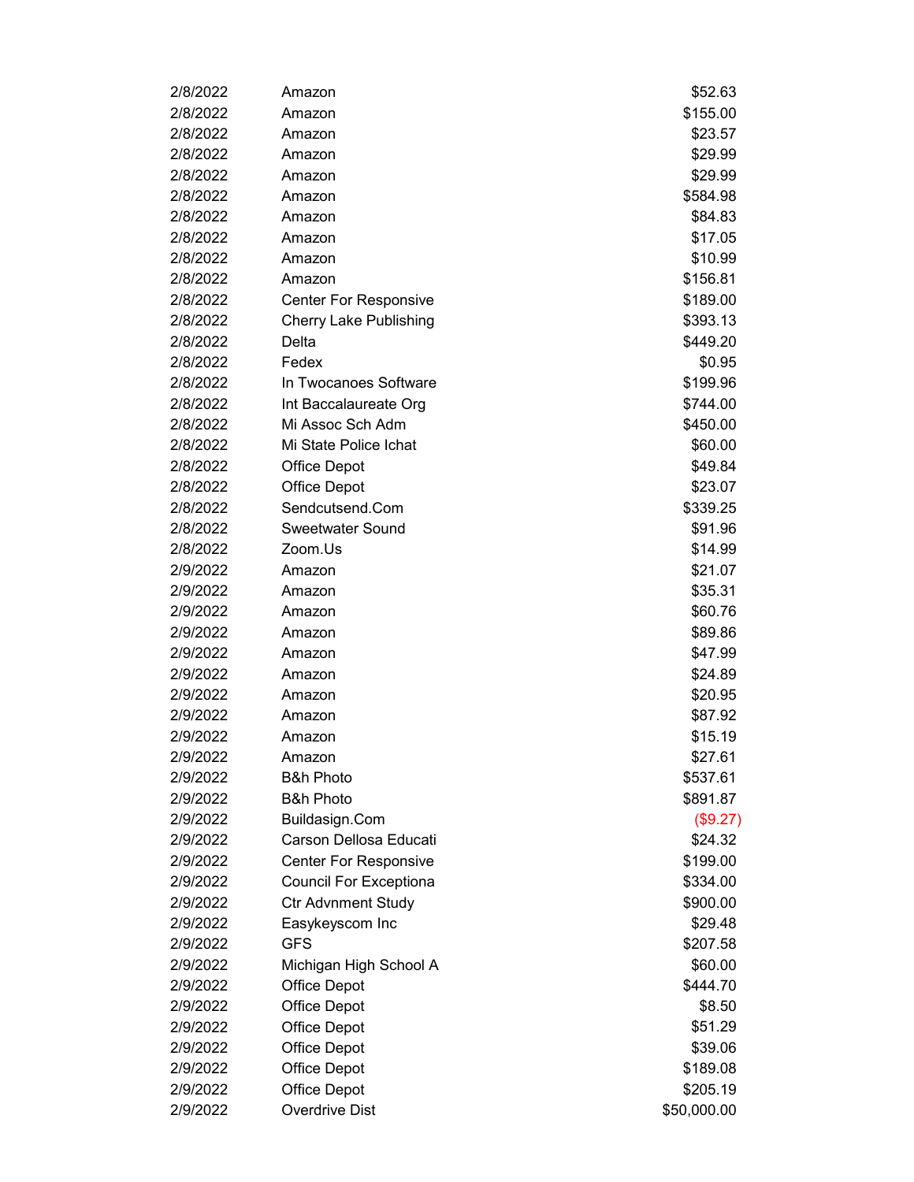| | | |
|---|---|---|
| 2/8/2022 | Amazon | $52.63 |
| 2/8/2022 | Amazon | $155.00 |
| 2/8/2022 | Amazon | $23.57 |
| 2/8/2022 | Amazon | $29.99 |
| 2/8/2022 | Amazon | $29.99 |
| 2/8/2022 | Amazon | $584.98 |
| 2/8/2022 | Amazon | $84.83 |
| 2/8/2022 | Amazon | $17.05 |
| 2/8/2022 | Amazon | $10.99 |
| 2/8/2022 | Amazon | $156.81 |
| 2/8/2022 | Center For Responsive | $189.00 |
| 2/8/2022 | Cherry Lake Publishing | $393.13 |
| 2/8/2022 | Delta | $449.20 |
| 2/8/2022 | Fedex | $0.95 |
| 2/8/2022 | In Twocanoes Software | $199.96 |
| 2/8/2022 | Int Baccalaureate Org | $744.00 |
| 2/8/2022 | Mi Assoc Sch Adm | $450.00 |
| 2/8/2022 | Mi State Police Ichat | $60.00 |
| 2/8/2022 | Office Depot | $49.84 |
| 2/8/2022 | Office Depot | $23.07 |
| 2/8/2022 | Sendcutsend.Com | $339.25 |
| 2/8/2022 | Sweetwater Sound | $91.96 |
| 2/8/2022 | Zoom.Us | $14.99 |
| 2/9/2022 | Amazon | $21.07 |
| 2/9/2022 | Amazon | $35.31 |
| 2/9/2022 | Amazon | $60.76 |
| 2/9/2022 | Amazon | $89.86 |
| 2/9/2022 | Amazon | $47.99 |
| 2/9/2022 | Amazon | $24.89 |
| 2/9/2022 | Amazon | $20.95 |
| 2/9/2022 | Amazon | $87.92 |
| 2/9/2022 | Amazon | $15.19 |
| 2/9/2022 | Amazon | $27.61 |
| 2/9/2022 | B&h Photo | $537.61 |
| 2/9/2022 | B&h Photo | $891.87 |
| 2/9/2022 | Buildasign.Com | ($9.27) |
| 2/9/2022 | Carson Dellosa Educati | $24.32 |
| 2/9/2022 | Center For Responsive | $199.00 |
| 2/9/2022 | Council For Exceptiona | $334.00 |
| 2/9/2022 | Ctr Advnment Study | $900.00 |
| 2/9/2022 | Easykeyscom Inc | $29.48 |
| 2/9/2022 | GFS | $207.58 |
| 2/9/2022 | Michigan High School A | $60.00 |
| 2/9/2022 | Office Depot | $444.70 |
| 2/9/2022 | Office Depot | $8.50 |
| 2/9/2022 | Office Depot | $51.29 |
| 2/9/2022 | Office Depot | $39.06 |
| 2/9/2022 | Office Depot | $189.08 |
| 2/9/2022 | Office Depot | $205.19 |
| 2/9/2022 | Overdrive Dist | $50,000.00 |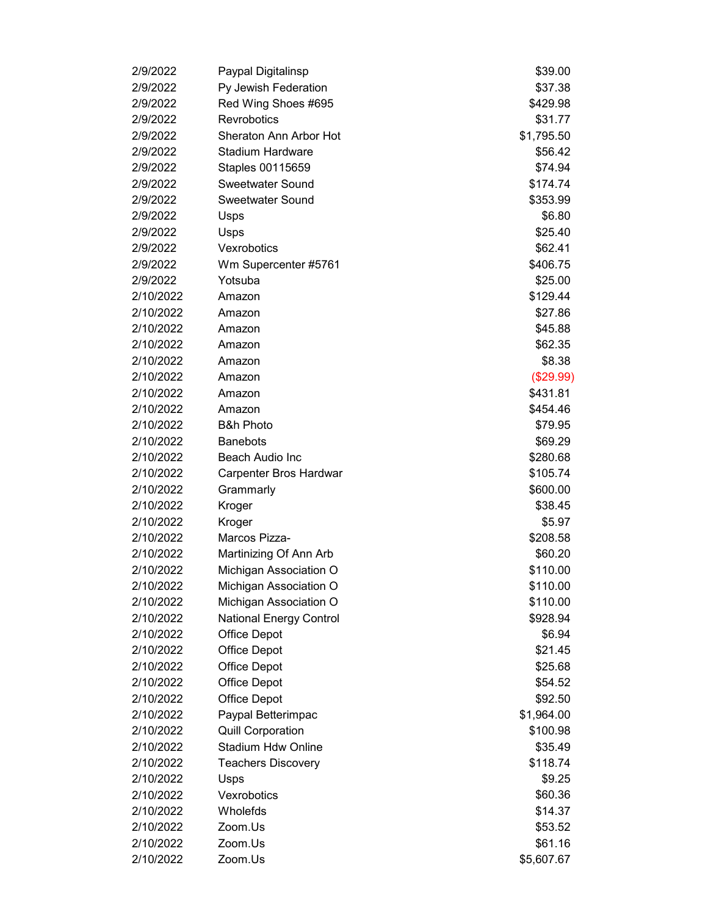| | | |
|---|---|---|
| 2/9/2022 | Paypal Digitalinsp | $39.00 |
| 2/9/2022 | Py Jewish Federation | $37.38 |
| 2/9/2022 | Red Wing Shoes #695 | $429.98 |
| 2/9/2022 | Revrobotics | $31.77 |
| 2/9/2022 | Sheraton Ann Arbor Hot | $1,795.50 |
| 2/9/2022 | Stadium Hardware | $56.42 |
| 2/9/2022 | Staples 00115659 | $74.94 |
| 2/9/2022 | Sweetwater Sound | $174.74 |
| 2/9/2022 | Sweetwater Sound | $353.99 |
| 2/9/2022 | Usps | $6.80 |
| 2/9/2022 | Usps | $25.40 |
| 2/9/2022 | Vexrobotics | $62.41 |
| 2/9/2022 | Wm Supercenter #5761 | $406.75 |
| 2/9/2022 | Yotsuba | $25.00 |
| 2/10/2022 | Amazon | $129.44 |
| 2/10/2022 | Amazon | $27.86 |
| 2/10/2022 | Amazon | $45.88 |
| 2/10/2022 | Amazon | $62.35 |
| 2/10/2022 | Amazon | $8.38 |
| 2/10/2022 | Amazon | ($29.99) |
| 2/10/2022 | Amazon | $431.81 |
| 2/10/2022 | Amazon | $454.46 |
| 2/10/2022 | B&h Photo | $79.95 |
| 2/10/2022 | Banebots | $69.29 |
| 2/10/2022 | Beach Audio Inc | $280.68 |
| 2/10/2022 | Carpenter Bros Hardwar | $105.74 |
| 2/10/2022 | Grammarly | $600.00 |
| 2/10/2022 | Kroger | $38.45 |
| 2/10/2022 | Kroger | $5.97 |
| 2/10/2022 | Marcos Pizza- | $208.58 |
| 2/10/2022 | Martinizing Of Ann Arb | $60.20 |
| 2/10/2022 | Michigan Association O | $110.00 |
| 2/10/2022 | Michigan Association O | $110.00 |
| 2/10/2022 | Michigan Association O | $110.00 |
| 2/10/2022 | National Energy Control | $928.94 |
| 2/10/2022 | Office Depot | $6.94 |
| 2/10/2022 | Office Depot | $21.45 |
| 2/10/2022 | Office Depot | $25.68 |
| 2/10/2022 | Office Depot | $54.52 |
| 2/10/2022 | Office Depot | $92.50 |
| 2/10/2022 | Paypal Betterimpac | $1,964.00 |
| 2/10/2022 | Quill Corporation | $100.98 |
| 2/10/2022 | Stadium Hdw Online | $35.49 |
| 2/10/2022 | Teachers Discovery | $118.74 |
| 2/10/2022 | Usps | $9.25 |
| 2/10/2022 | Vexrobotics | $60.36 |
| 2/10/2022 | Wholefds | $14.37 |
| 2/10/2022 | Zoom.Us | $53.52 |
| 2/10/2022 | Zoom.Us | $61.16 |
| 2/10/2022 | Zoom.Us | $5,607.67 |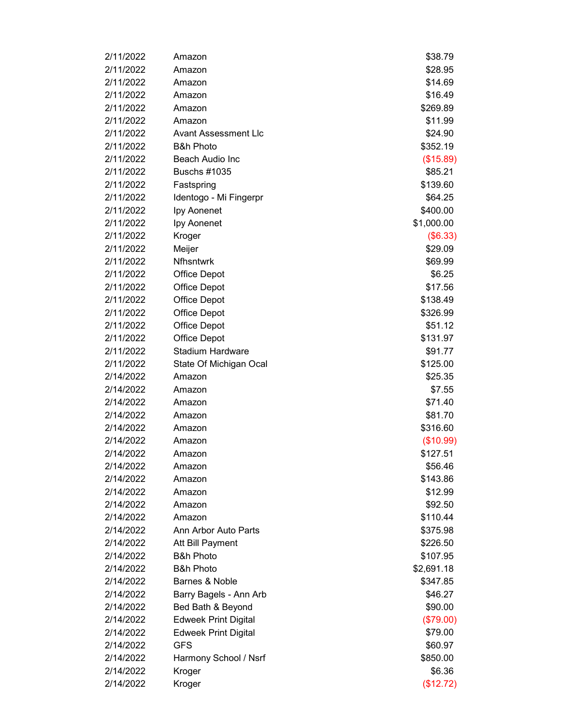| | | |
|---|---|---|
| 2/11/2022 | Amazon | $38.79 |
| 2/11/2022 | Amazon | $28.95 |
| 2/11/2022 | Amazon | $14.69 |
| 2/11/2022 | Amazon | $16.49 |
| 2/11/2022 | Amazon | $269.89 |
| 2/11/2022 | Amazon | $11.99 |
| 2/11/2022 | Avant Assessment Llc | $24.90 |
| 2/11/2022 | B&h Photo | $352.19 |
| 2/11/2022 | Beach Audio Inc | ($15.89) |
| 2/11/2022 | Buschs #1035 | $85.21 |
| 2/11/2022 | Fastspring | $139.60 |
| 2/11/2022 | Identogo - Mi Fingerpr | $64.25 |
| 2/11/2022 | Ipy Aonenet | $400.00 |
| 2/11/2022 | Ipy Aonenet | $1,000.00 |
| 2/11/2022 | Kroger | ($6.33) |
| 2/11/2022 | Meijer | $29.09 |
| 2/11/2022 | Nfhsntwrk | $69.99 |
| 2/11/2022 | Office Depot | $6.25 |
| 2/11/2022 | Office Depot | $17.56 |
| 2/11/2022 | Office Depot | $138.49 |
| 2/11/2022 | Office Depot | $326.99 |
| 2/11/2022 | Office Depot | $51.12 |
| 2/11/2022 | Office Depot | $131.97 |
| 2/11/2022 | Stadium Hardware | $91.77 |
| 2/11/2022 | State Of Michigan Ocal | $125.00 |
| 2/14/2022 | Amazon | $25.35 |
| 2/14/2022 | Amazon | $7.55 |
| 2/14/2022 | Amazon | $71.40 |
| 2/14/2022 | Amazon | $81.70 |
| 2/14/2022 | Amazon | $316.60 |
| 2/14/2022 | Amazon | ($10.99) |
| 2/14/2022 | Amazon | $127.51 |
| 2/14/2022 | Amazon | $56.46 |
| 2/14/2022 | Amazon | $143.86 |
| 2/14/2022 | Amazon | $12.99 |
| 2/14/2022 | Amazon | $92.50 |
| 2/14/2022 | Amazon | $110.44 |
| 2/14/2022 | Ann Arbor Auto Parts | $375.98 |
| 2/14/2022 | Att Bill Payment | $226.50 |
| 2/14/2022 | B&h Photo | $107.95 |
| 2/14/2022 | B&h Photo | $2,691.18 |
| 2/14/2022 | Barnes & Noble | $347.85 |
| 2/14/2022 | Barry Bagels - Ann Arb | $46.27 |
| 2/14/2022 | Bed Bath & Beyond | $90.00 |
| 2/14/2022 | Edweek Print Digital | ($79.00) |
| 2/14/2022 | Edweek Print Digital | $79.00 |
| 2/14/2022 | GFS | $60.97 |
| 2/14/2022 | Harmony School / Nsrf | $850.00 |
| 2/14/2022 | Kroger | $6.36 |
| 2/14/2022 | Kroger | ($12.72) |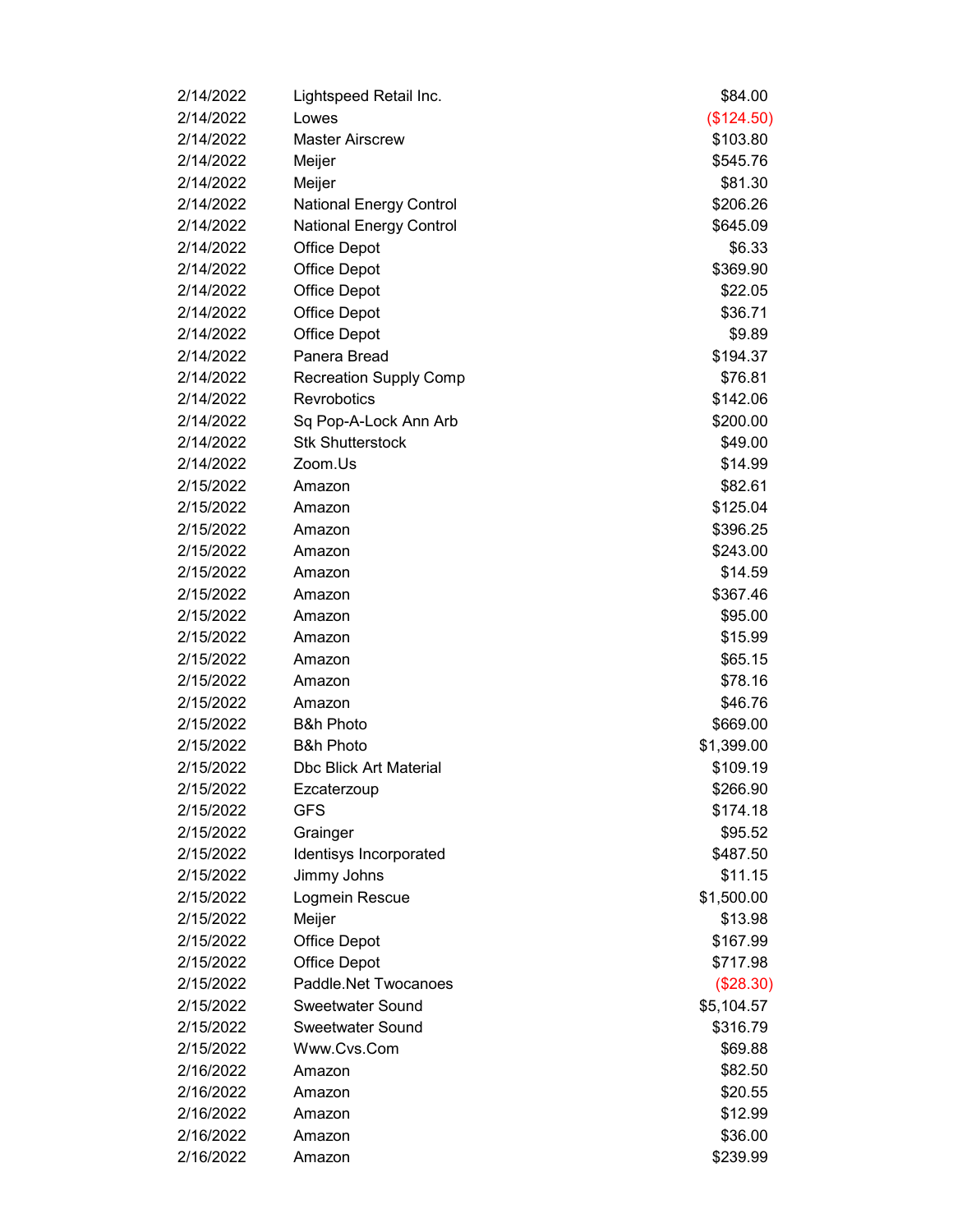| | | |
|---|---|---|
| 2/14/2022 | Lightspeed Retail Inc. | $84.00 |
| 2/14/2022 | Lowes | ($124.50) |
| 2/14/2022 | Master Airscrew | $103.80 |
| 2/14/2022 | Meijer | $545.76 |
| 2/14/2022 | Meijer | $81.30 |
| 2/14/2022 | National Energy Control | $206.26 |
| 2/14/2022 | National Energy Control | $645.09 |
| 2/14/2022 | Office Depot | $6.33 |
| 2/14/2022 | Office Depot | $369.90 |
| 2/14/2022 | Office Depot | $22.05 |
| 2/14/2022 | Office Depot | $36.71 |
| 2/14/2022 | Office Depot | $9.89 |
| 2/14/2022 | Panera Bread | $194.37 |
| 2/14/2022 | Recreation Supply Comp | $76.81 |
| 2/14/2022 | Revrobotics | $142.06 |
| 2/14/2022 | Sq Pop-A-Lock Ann Arb | $200.00 |
| 2/14/2022 | Stk Shutterstock | $49.00 |
| 2/14/2022 | Zoom.Us | $14.99 |
| 2/15/2022 | Amazon | $82.61 |
| 2/15/2022 | Amazon | $125.04 |
| 2/15/2022 | Amazon | $396.25 |
| 2/15/2022 | Amazon | $243.00 |
| 2/15/2022 | Amazon | $14.59 |
| 2/15/2022 | Amazon | $367.46 |
| 2/15/2022 | Amazon | $95.00 |
| 2/15/2022 | Amazon | $15.99 |
| 2/15/2022 | Amazon | $65.15 |
| 2/15/2022 | Amazon | $78.16 |
| 2/15/2022 | Amazon | $46.76 |
| 2/15/2022 | B&h Photo | $669.00 |
| 2/15/2022 | B&h Photo | $1,399.00 |
| 2/15/2022 | Dbc Blick Art Material | $109.19 |
| 2/15/2022 | Ezcaterzoup | $266.90 |
| 2/15/2022 | GFS | $174.18 |
| 2/15/2022 | Grainger | $95.52 |
| 2/15/2022 | Identisys Incorporated | $487.50 |
| 2/15/2022 | Jimmy Johns | $11.15 |
| 2/15/2022 | Logmein Rescue | $1,500.00 |
| 2/15/2022 | Meijer | $13.98 |
| 2/15/2022 | Office Depot | $167.99 |
| 2/15/2022 | Office Depot | $717.98 |
| 2/15/2022 | Paddle.Net Twocanoes | ($28.30) |
| 2/15/2022 | Sweetwater Sound | $5,104.57 |
| 2/15/2022 | Sweetwater Sound | $316.79 |
| 2/15/2022 | Www.Cvs.Com | $69.88 |
| 2/16/2022 | Amazon | $82.50 |
| 2/16/2022 | Amazon | $20.55 |
| 2/16/2022 | Amazon | $12.99 |
| 2/16/2022 | Amazon | $36.00 |
| 2/16/2022 | Amazon | $239.99 |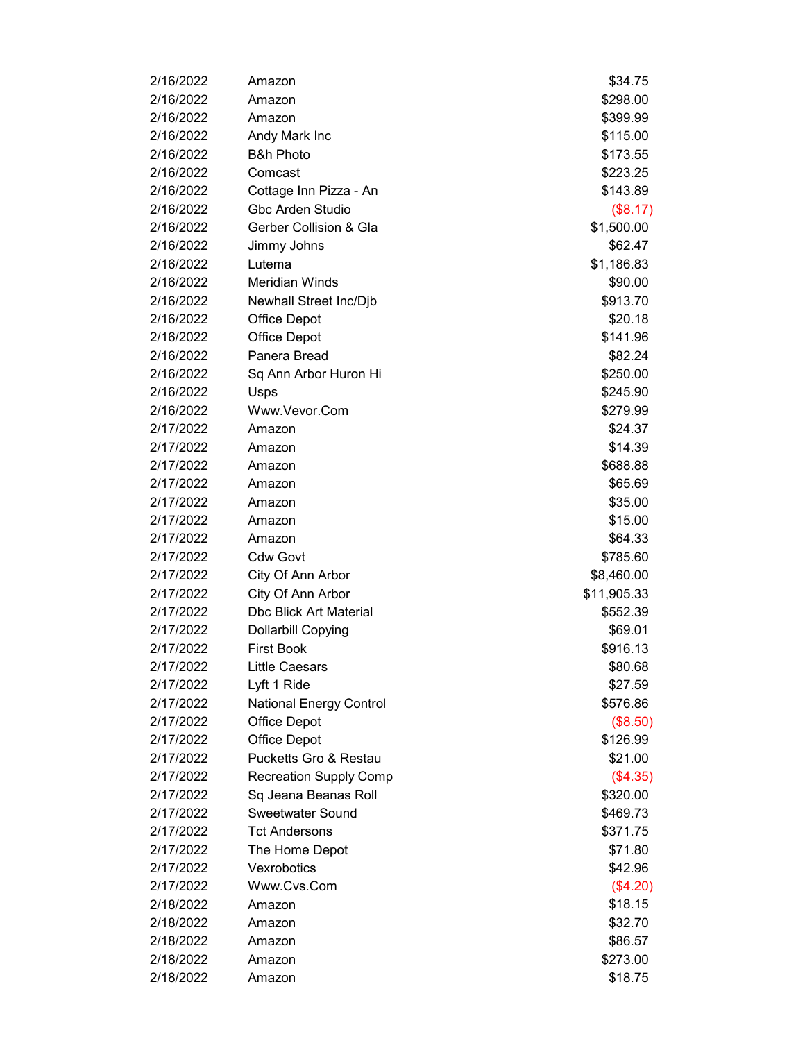| | | |
|---|---|---|
| 2/16/2022 | Amazon | $34.75 |
| 2/16/2022 | Amazon | $298.00 |
| 2/16/2022 | Amazon | $399.99 |
| 2/16/2022 | Andy Mark Inc | $115.00 |
| 2/16/2022 | B&h Photo | $173.55 |
| 2/16/2022 | Comcast | $223.25 |
| 2/16/2022 | Cottage Inn Pizza - An | $143.89 |
| 2/16/2022 | Gbc Arden Studio | ($8.17) |
| 2/16/2022 | Gerber Collision & Gla | $1,500.00 |
| 2/16/2022 | Jimmy Johns | $62.47 |
| 2/16/2022 | Lutema | $1,186.83 |
| 2/16/2022 | Meridian Winds | $90.00 |
| 2/16/2022 | Newhall Street Inc/Djb | $913.70 |
| 2/16/2022 | Office Depot | $20.18 |
| 2/16/2022 | Office Depot | $141.96 |
| 2/16/2022 | Panera Bread | $82.24 |
| 2/16/2022 | Sq Ann Arbor Huron Hi | $250.00 |
| 2/16/2022 | Usps | $245.90 |
| 2/16/2022 | Www.Vevor.Com | $279.99 |
| 2/17/2022 | Amazon | $24.37 |
| 2/17/2022 | Amazon | $14.39 |
| 2/17/2022 | Amazon | $688.88 |
| 2/17/2022 | Amazon | $65.69 |
| 2/17/2022 | Amazon | $35.00 |
| 2/17/2022 | Amazon | $15.00 |
| 2/17/2022 | Amazon | $64.33 |
| 2/17/2022 | Cdw Govt | $785.60 |
| 2/17/2022 | City Of Ann Arbor | $8,460.00 |
| 2/17/2022 | City Of Ann Arbor | $11,905.33 |
| 2/17/2022 | Dbc Blick Art Material | $552.39 |
| 2/17/2022 | Dollarbill Copying | $69.01 |
| 2/17/2022 | First Book | $916.13 |
| 2/17/2022 | Little Caesars | $80.68 |
| 2/17/2022 | Lyft 1 Ride | $27.59 |
| 2/17/2022 | National Energy Control | $576.86 |
| 2/17/2022 | Office Depot | ($8.50) |
| 2/17/2022 | Office Depot | $126.99 |
| 2/17/2022 | Pucketts Gro & Restau | $21.00 |
| 2/17/2022 | Recreation Supply Comp | ($4.35) |
| 2/17/2022 | Sq Jeana Beanas Roll | $320.00 |
| 2/17/2022 | Sweetwater Sound | $469.73 |
| 2/17/2022 | Tct Andersons | $371.75 |
| 2/17/2022 | The Home Depot | $71.80 |
| 2/17/2022 | Vexrobotics | $42.96 |
| 2/17/2022 | Www.Cvs.Com | ($4.20) |
| 2/18/2022 | Amazon | $18.15 |
| 2/18/2022 | Amazon | $32.70 |
| 2/18/2022 | Amazon | $86.57 |
| 2/18/2022 | Amazon | $273.00 |
| 2/18/2022 | Amazon | $18.75 |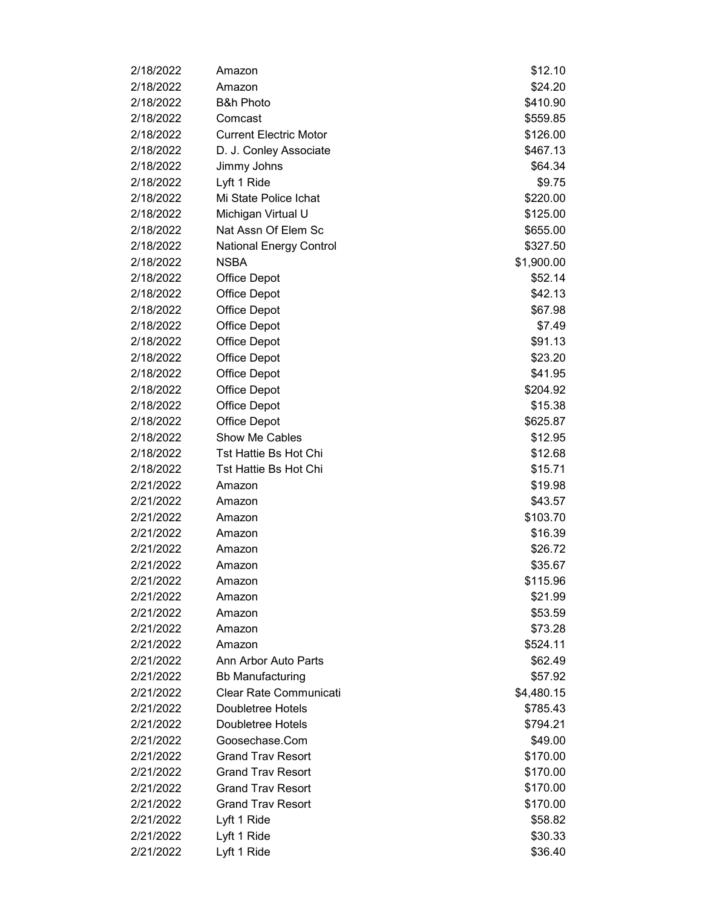| | | |
|---|---|---|
| 2/18/2022 | Amazon | $12.10 |
| 2/18/2022 | Amazon | $24.20 |
| 2/18/2022 | B&h Photo | $410.90 |
| 2/18/2022 | Comcast | $559.85 |
| 2/18/2022 | Current Electric Motor | $126.00 |
| 2/18/2022 | D. J. Conley Associate | $467.13 |
| 2/18/2022 | Jimmy Johns | $64.34 |
| 2/18/2022 | Lyft 1 Ride | $9.75 |
| 2/18/2022 | Mi State Police Ichat | $220.00 |
| 2/18/2022 | Michigan Virtual U | $125.00 |
| 2/18/2022 | Nat Assn Of Elem Sc | $655.00 |
| 2/18/2022 | National Energy Control | $327.50 |
| 2/18/2022 | NSBA | $1,900.00 |
| 2/18/2022 | Office Depot | $52.14 |
| 2/18/2022 | Office Depot | $42.13 |
| 2/18/2022 | Office Depot | $67.98 |
| 2/18/2022 | Office Depot | $7.49 |
| 2/18/2022 | Office Depot | $91.13 |
| 2/18/2022 | Office Depot | $23.20 |
| 2/18/2022 | Office Depot | $41.95 |
| 2/18/2022 | Office Depot | $204.92 |
| 2/18/2022 | Office Depot | $15.38 |
| 2/18/2022 | Office Depot | $625.87 |
| 2/18/2022 | Show Me Cables | $12.95 |
| 2/18/2022 | Tst Hattie Bs Hot Chi | $12.68 |
| 2/18/2022 | Tst Hattie Bs Hot Chi | $15.71 |
| 2/21/2022 | Amazon | $19.98 |
| 2/21/2022 | Amazon | $43.57 |
| 2/21/2022 | Amazon | $103.70 |
| 2/21/2022 | Amazon | $16.39 |
| 2/21/2022 | Amazon | $26.72 |
| 2/21/2022 | Amazon | $35.67 |
| 2/21/2022 | Amazon | $115.96 |
| 2/21/2022 | Amazon | $21.99 |
| 2/21/2022 | Amazon | $53.59 |
| 2/21/2022 | Amazon | $73.28 |
| 2/21/2022 | Amazon | $524.11 |
| 2/21/2022 | Ann Arbor Auto Parts | $62.49 |
| 2/21/2022 | Bb Manufacturing | $57.92 |
| 2/21/2022 | Clear Rate Communicati | $4,480.15 |
| 2/21/2022 | Doubletree Hotels | $785.43 |
| 2/21/2022 | Doubletree Hotels | $794.21 |
| 2/21/2022 | Goosechase.Com | $49.00 |
| 2/21/2022 | Grand Trav Resort | $170.00 |
| 2/21/2022 | Grand Trav Resort | $170.00 |
| 2/21/2022 | Grand Trav Resort | $170.00 |
| 2/21/2022 | Grand Trav Resort | $170.00 |
| 2/21/2022 | Lyft 1 Ride | $58.82 |
| 2/21/2022 | Lyft 1 Ride | $30.33 |
| 2/21/2022 | Lyft 1 Ride | $36.40 |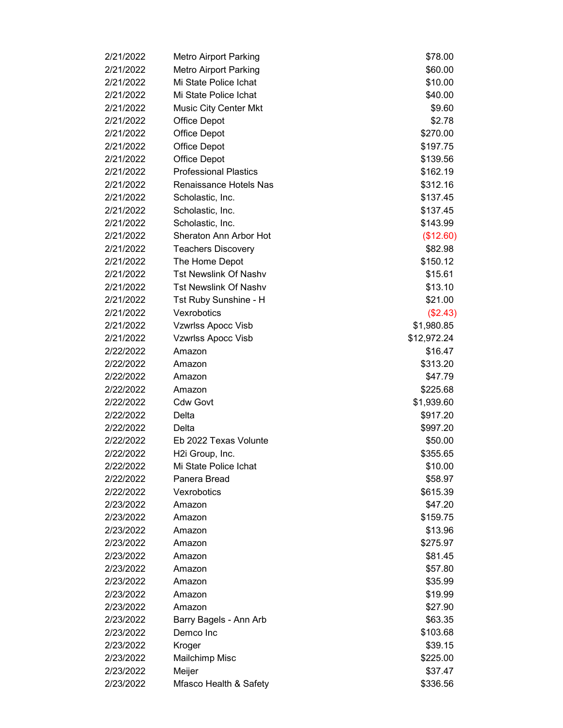| | | |
|---|---|---|
| 2/21/2022 | Metro Airport Parking | $78.00 |
| 2/21/2022 | Metro Airport Parking | $60.00 |
| 2/21/2022 | Mi State Police Ichat | $10.00 |
| 2/21/2022 | Mi State Police Ichat | $40.00 |
| 2/21/2022 | Music City Center Mkt | $9.60 |
| 2/21/2022 | Office Depot | $2.78 |
| 2/21/2022 | Office Depot | $270.00 |
| 2/21/2022 | Office Depot | $197.75 |
| 2/21/2022 | Office Depot | $139.56 |
| 2/21/2022 | Professional Plastics | $162.19 |
| 2/21/2022 | Renaissance Hotels Nas | $312.16 |
| 2/21/2022 | Scholastic, Inc. | $137.45 |
| 2/21/2022 | Scholastic, Inc. | $137.45 |
| 2/21/2022 | Scholastic, Inc. | $143.99 |
| 2/21/2022 | Sheraton Ann Arbor Hot | ($12.60) |
| 2/21/2022 | Teachers Discovery | $82.98 |
| 2/21/2022 | The Home Depot | $150.12 |
| 2/21/2022 | Tst Newslink Of Nashv | $15.61 |
| 2/21/2022 | Tst Newslink Of Nashv | $13.10 |
| 2/21/2022 | Tst Ruby Sunshine - H | $21.00 |
| 2/21/2022 | Vexrobotics | ($2.43) |
| 2/21/2022 | Vzwrlss Apocc Visb | $1,980.85 |
| 2/21/2022 | Vzwrlss Apocc Visb | $12,972.24 |
| 2/22/2022 | Amazon | $16.47 |
| 2/22/2022 | Amazon | $313.20 |
| 2/22/2022 | Amazon | $47.79 |
| 2/22/2022 | Amazon | $225.68 |
| 2/22/2022 | Cdw Govt | $1,939.60 |
| 2/22/2022 | Delta | $917.20 |
| 2/22/2022 | Delta | $997.20 |
| 2/22/2022 | Eb 2022 Texas Volunte | $50.00 |
| 2/22/2022 | H2i Group, Inc. | $355.65 |
| 2/22/2022 | Mi State Police Ichat | $10.00 |
| 2/22/2022 | Panera Bread | $58.97 |
| 2/22/2022 | Vexrobotics | $615.39 |
| 2/23/2022 | Amazon | $47.20 |
| 2/23/2022 | Amazon | $159.75 |
| 2/23/2022 | Amazon | $13.96 |
| 2/23/2022 | Amazon | $275.97 |
| 2/23/2022 | Amazon | $81.45 |
| 2/23/2022 | Amazon | $57.80 |
| 2/23/2022 | Amazon | $35.99 |
| 2/23/2022 | Amazon | $19.99 |
| 2/23/2022 | Amazon | $27.90 |
| 2/23/2022 | Barry Bagels - Ann Arb | $63.35 |
| 2/23/2022 | Demco Inc | $103.68 |
| 2/23/2022 | Kroger | $39.15 |
| 2/23/2022 | Mailchimp Misc | $225.00 |
| 2/23/2022 | Meijer | $37.47 |
| 2/23/2022 | Mfasco Health & Safety | $336.56 |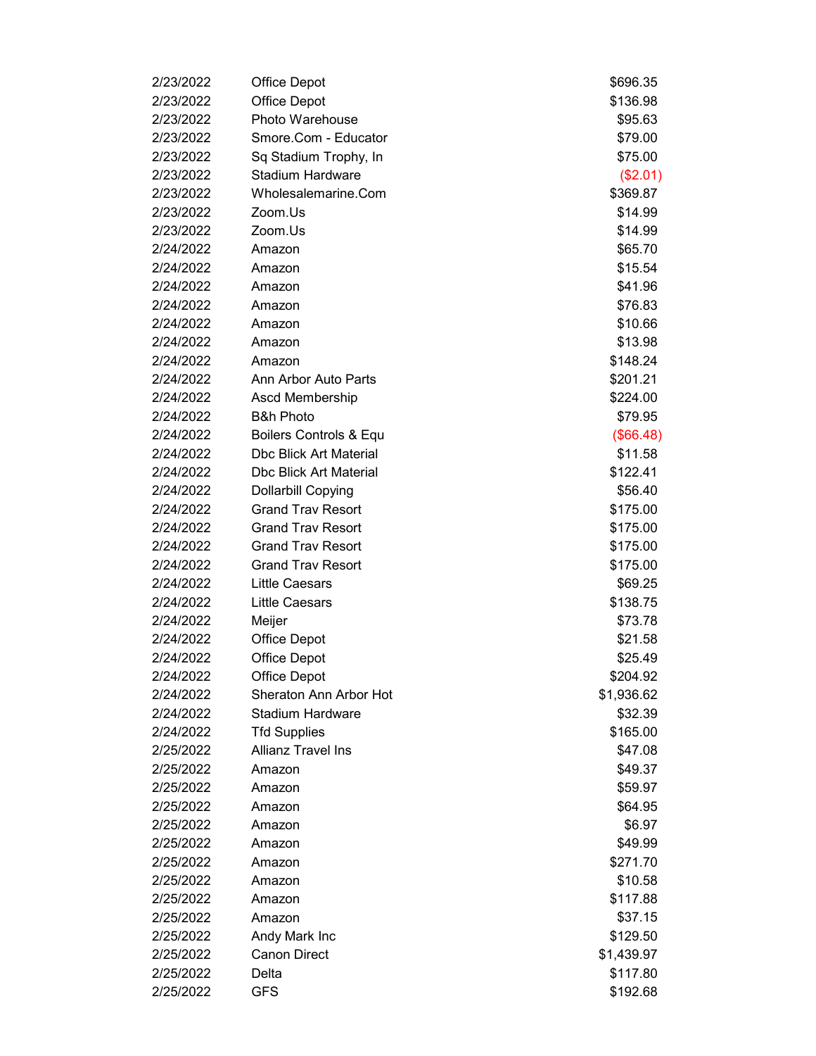| | | |
|---|---|---|
| 2/23/2022 | Office Depot | $696.35 |
| 2/23/2022 | Office Depot | $136.98 |
| 2/23/2022 | Photo Warehouse | $95.63 |
| 2/23/2022 | Smore.Com - Educator | $79.00 |
| 2/23/2022 | Sq Stadium Trophy, In | $75.00 |
| 2/23/2022 | Stadium Hardware | ($2.01) |
| 2/23/2022 | Wholesalemarine.Com | $369.87 |
| 2/23/2022 | Zoom.Us | $14.99 |
| 2/23/2022 | Zoom.Us | $14.99 |
| 2/24/2022 | Amazon | $65.70 |
| 2/24/2022 | Amazon | $15.54 |
| 2/24/2022 | Amazon | $41.96 |
| 2/24/2022 | Amazon | $76.83 |
| 2/24/2022 | Amazon | $10.66 |
| 2/24/2022 | Amazon | $13.98 |
| 2/24/2022 | Amazon | $148.24 |
| 2/24/2022 | Ann Arbor Auto Parts | $201.21 |
| 2/24/2022 | Ascd Membership | $224.00 |
| 2/24/2022 | B&h Photo | $79.95 |
| 2/24/2022 | Boilers Controls & Equ | ($66.48) |
| 2/24/2022 | Dbc Blick Art Material | $11.58 |
| 2/24/2022 | Dbc Blick Art Material | $122.41 |
| 2/24/2022 | Dollarbill Copying | $56.40 |
| 2/24/2022 | Grand Trav Resort | $175.00 |
| 2/24/2022 | Grand Trav Resort | $175.00 |
| 2/24/2022 | Grand Trav Resort | $175.00 |
| 2/24/2022 | Grand Trav Resort | $175.00 |
| 2/24/2022 | Little Caesars | $69.25 |
| 2/24/2022 | Little Caesars | $138.75 |
| 2/24/2022 | Meijer | $73.78 |
| 2/24/2022 | Office Depot | $21.58 |
| 2/24/2022 | Office Depot | $25.49 |
| 2/24/2022 | Office Depot | $204.92 |
| 2/24/2022 | Sheraton Ann Arbor Hot | $1,936.62 |
| 2/24/2022 | Stadium Hardware | $32.39 |
| 2/24/2022 | Tfd Supplies | $165.00 |
| 2/25/2022 | Allianz Travel Ins | $47.08 |
| 2/25/2022 | Amazon | $49.37 |
| 2/25/2022 | Amazon | $59.97 |
| 2/25/2022 | Amazon | $64.95 |
| 2/25/2022 | Amazon | $6.97 |
| 2/25/2022 | Amazon | $49.99 |
| 2/25/2022 | Amazon | $271.70 |
| 2/25/2022 | Amazon | $10.58 |
| 2/25/2022 | Amazon | $117.88 |
| 2/25/2022 | Amazon | $37.15 |
| 2/25/2022 | Andy Mark Inc | $129.50 |
| 2/25/2022 | Canon Direct | $1,439.97 |
| 2/25/2022 | Delta | $117.80 |
| 2/25/2022 | GFS | $192.68 |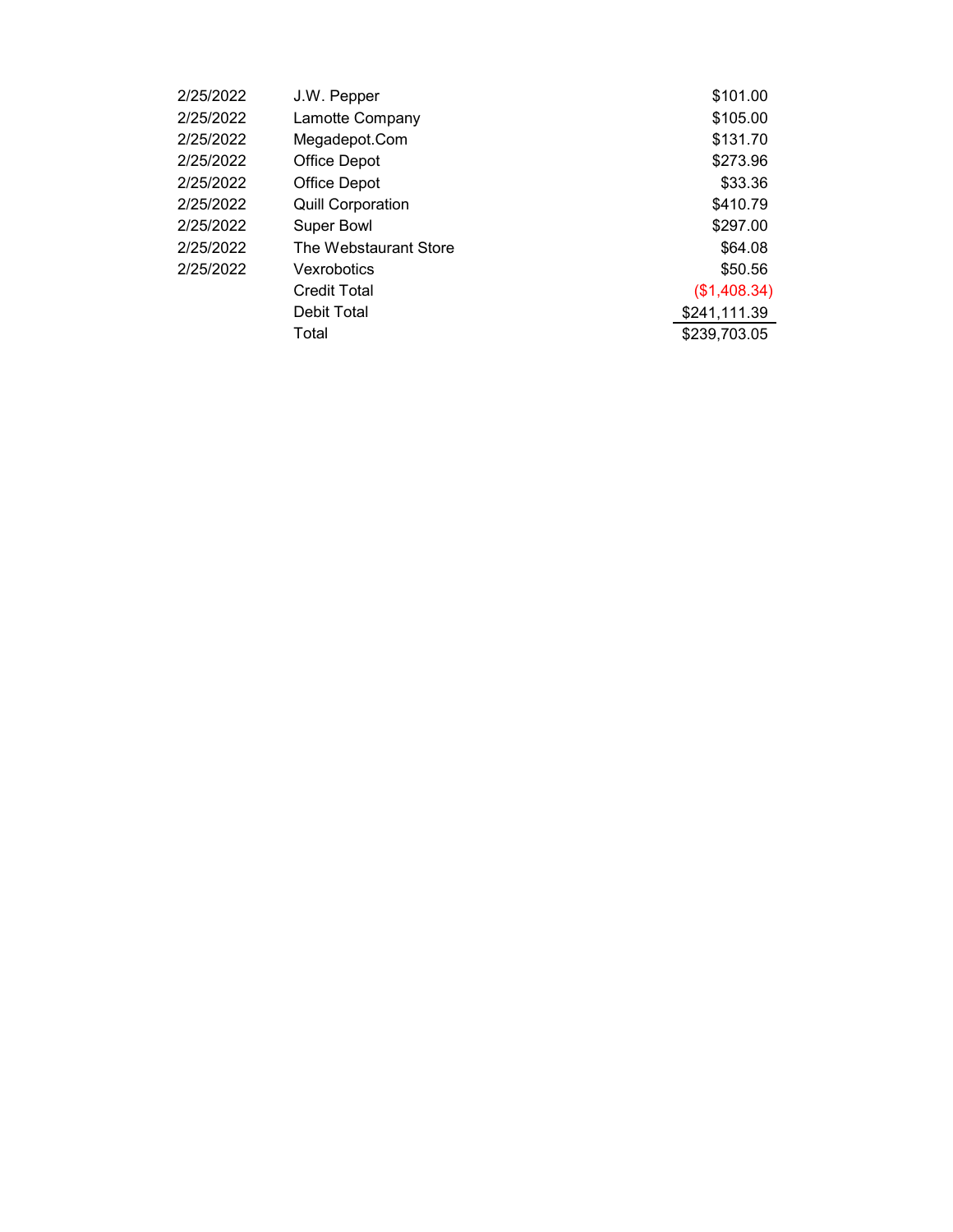| | | |
|---|---|---|
| 2/25/2022 | J.W. Pepper | $101.00 |
| 2/25/2022 | Lamotte Company | $105.00 |
| 2/25/2022 | Megadepot.Com | $131.70 |
| 2/25/2022 | Office Depot | $273.96 |
| 2/25/2022 | Office Depot | $33.36 |
| 2/25/2022 | Quill Corporation | $410.79 |
| 2/25/2022 | Super Bowl | $297.00 |
| 2/25/2022 | The Webstaurant Store | $64.08 |
| 2/25/2022 | Vexrobotics | $50.56 |
| | Credit Total | ($1,408.34) |
| | Debit Total | $241,111.39 |
| | Total | $239,703.05 |